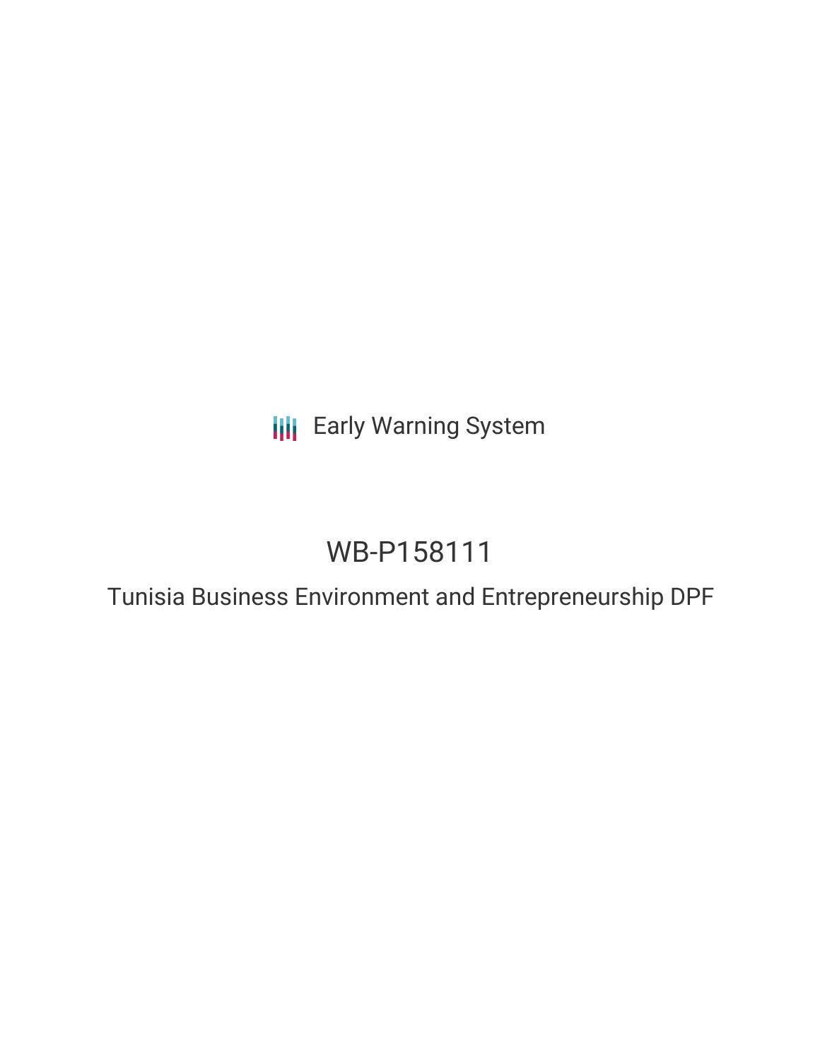Early Warning System

# WB-P158111

## Tunisia Business Environment and Entrepreneurship DPF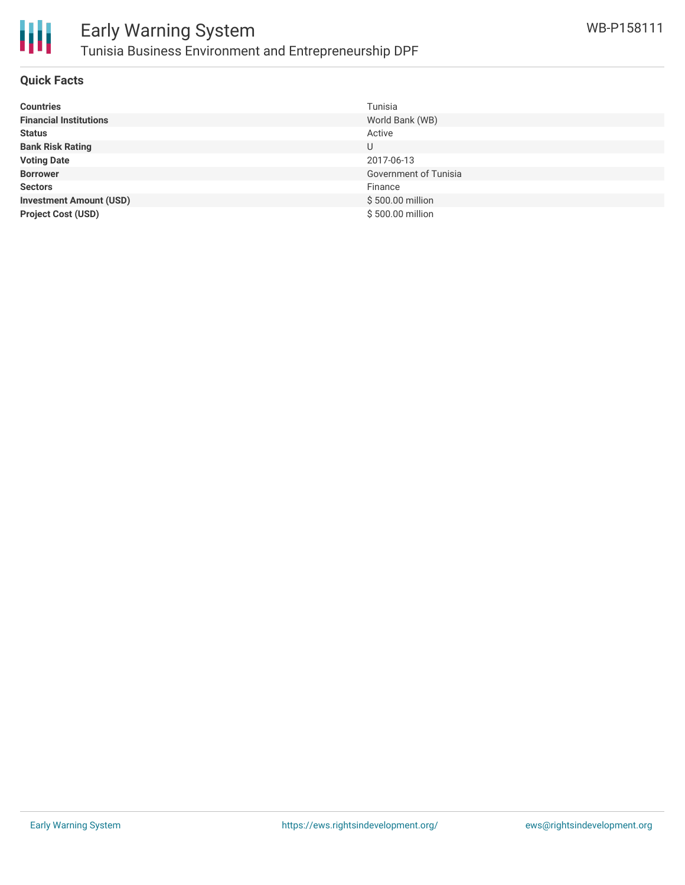# Early Warning System

## Tunisia Business Environment and Entrepreneurship DPF

WB-P158111

### Quick Facts

| | |
|---|---|
| **Countries** | Tunisia |
| **Financial Institutions** | World Bank (WB) |
| **Status** | Active |
| **Bank Risk Rating** | U |
| **Voting Date** | 2017-06-13 |
| **Borrower** | Government of Tunisia |
| **Sectors** | Finance |
| **Investment Amount (USD)** | $ 500.00 million |
| **Project Cost (USD)** | $ 500.00 million |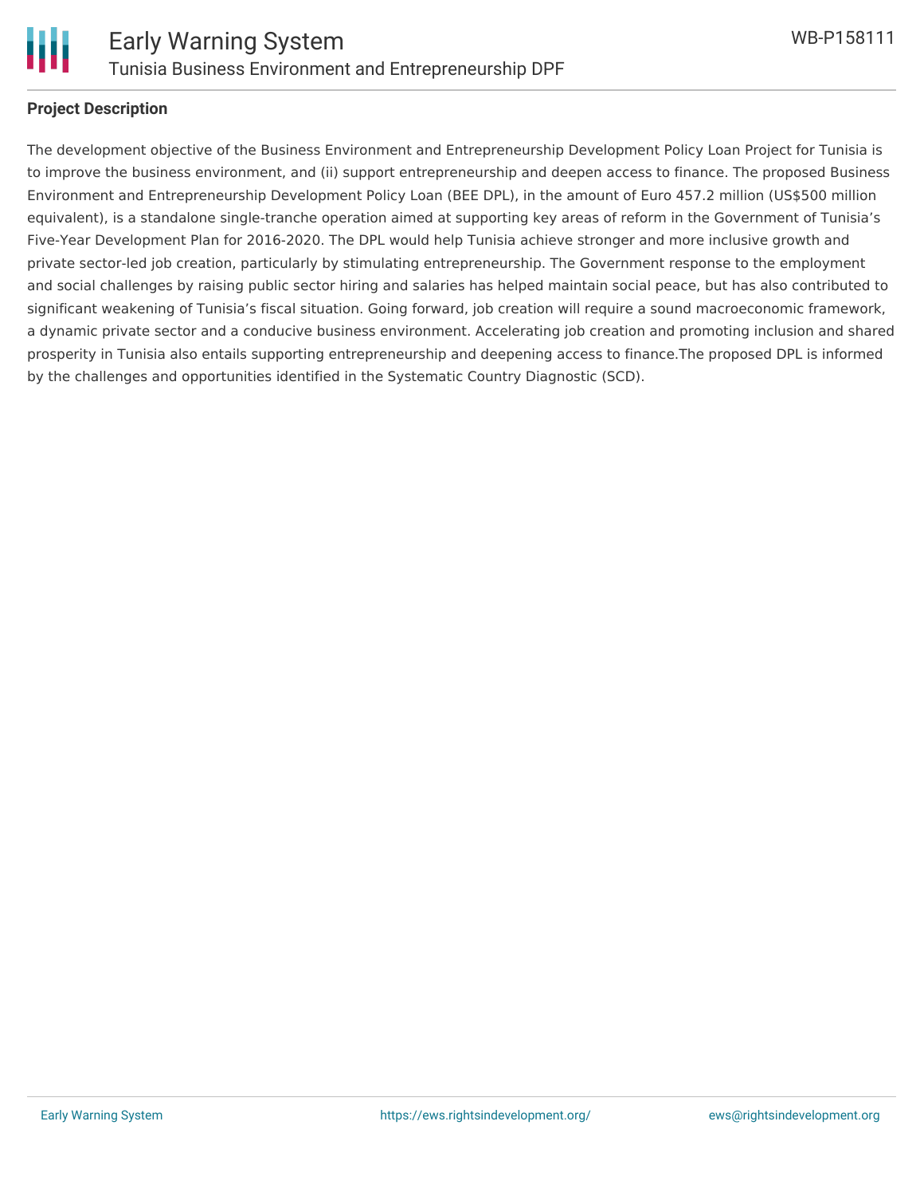## Project Description

The development objective of the Business Environment and Entrepreneurship Development Policy Loan Project for Tunisia is to improve the business environment, and (ii) support entrepreneurship and deepen access to finance. The proposed Business Environment and Entrepreneurship Development Policy Loan (BEE DPL), in the amount of Euro 457.2 million (US$500 million equivalent), is a standalone single-tranche operation aimed at supporting key areas of reform in the Government of Tunisia's Five-Year Development Plan for 2016-2020. The DPL would help Tunisia achieve stronger and more inclusive growth and private sector-led job creation, particularly by stimulating entrepreneurship. The Government response to the employment and social challenges by raising public sector hiring and salaries has helped maintain social peace, but has also contributed to significant weakening of Tunisia's fiscal situation. Going forward, job creation will require a sound macroeconomic framework, a dynamic private sector and a conducive business environment. Accelerating job creation and promoting inclusion and shared prosperity in Tunisia also entails supporting entrepreneurship and deepening access to finance.The proposed DPL is informed by the challenges and opportunities identified in the Systematic Country Diagnostic (SCD).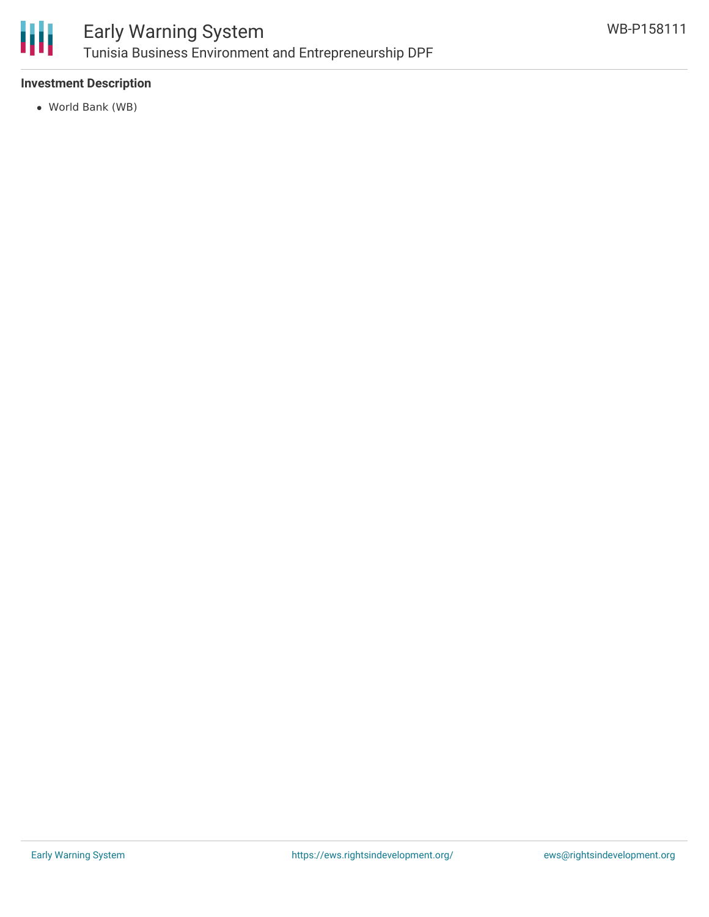### Investment Description

- World Bank (WB)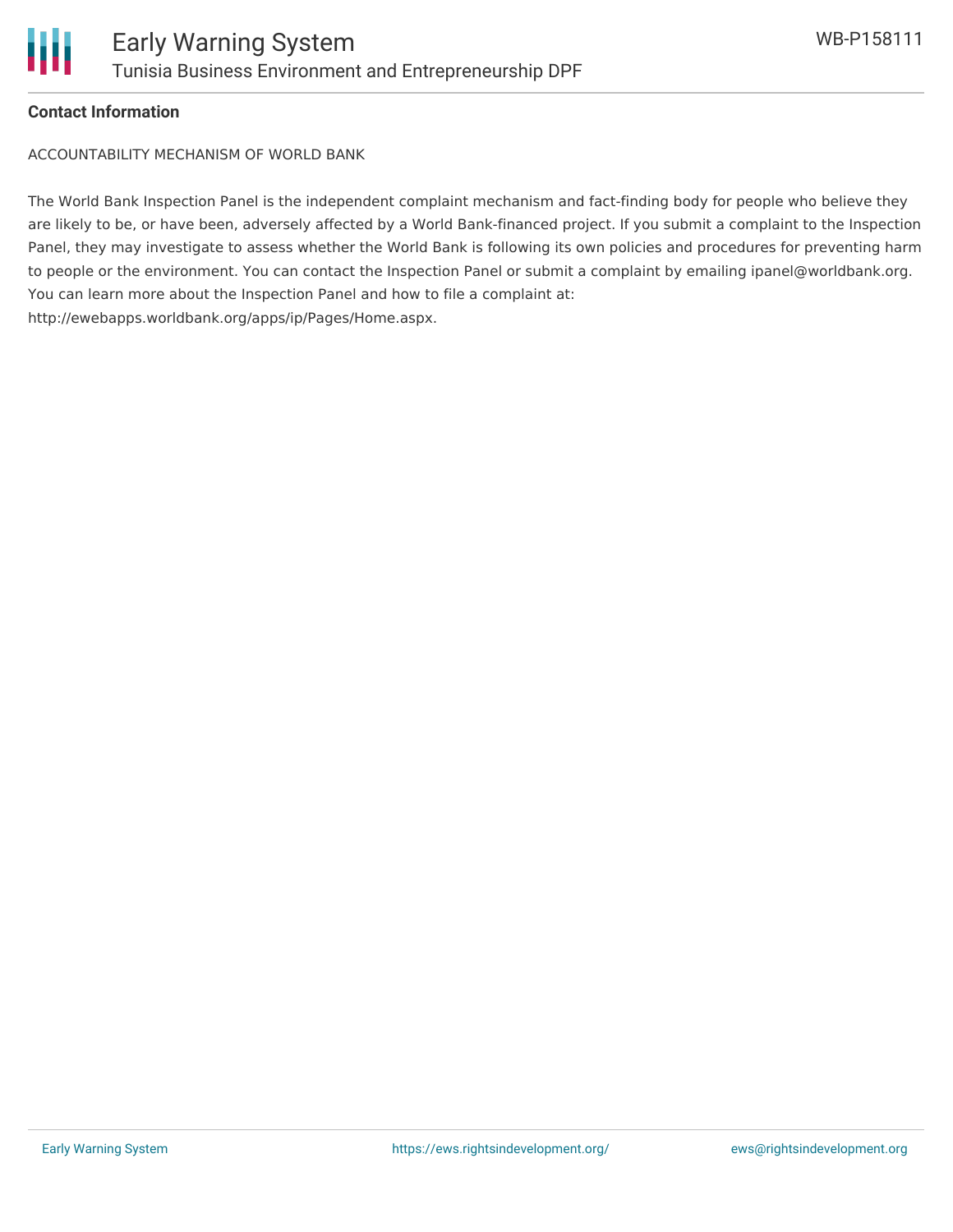**Contact Information**

ACCOUNTABILITY MECHANISM OF WORLD BANK

The World Bank Inspection Panel is the independent complaint mechanism and fact-finding body for people who believe they are likely to be, or have been, adversely affected by a World Bank-financed project. If you submit a complaint to the Inspection Panel, they may investigate to assess whether the World Bank is following its own policies and procedures for preventing harm to people or the environment. You can contact the Inspection Panel or submit a complaint by emailing ipanel@worldbank.org. You can learn more about the Inspection Panel and how to file a complaint at: http://ewebapps.worldbank.org/apps/ip/Pages/Home.aspx.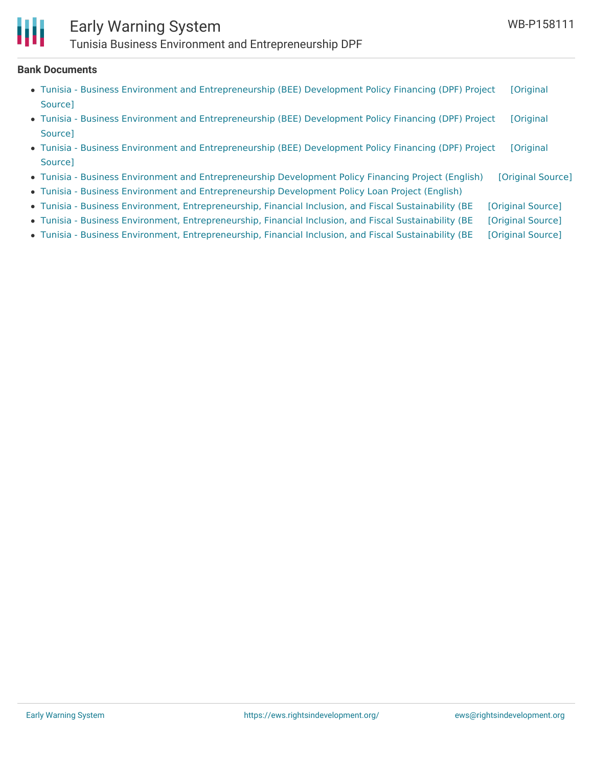**Bank Documents**

- Tunisia - Business Environment and Entrepreneurship (BEE) Development Policy Financing (DPF) Project [Original Source]
- Tunisia - Business Environment and Entrepreneurship (BEE) Development Policy Financing (DPF) Project [Original Source]
- Tunisia - Business Environment and Entrepreneurship (BEE) Development Policy Financing (DPF) Project [Original Source]
- Tunisia - Business Environment and Entrepreneurship Development Policy Financing Project (English) [Original Source]
- Tunisia - Business Environment and Entrepreneurship Development Policy Loan Project (English)
- Tunisia - Business Environment, Entrepreneurship, Financial Inclusion, and Fiscal Sustainability (BE [Original Source]
- Tunisia - Business Environment, Entrepreneurship, Financial Inclusion, and Fiscal Sustainability (BE [Original Source]
- Tunisia - Business Environment, Entrepreneurship, Financial Inclusion, and Fiscal Sustainability (BE [Original Source]